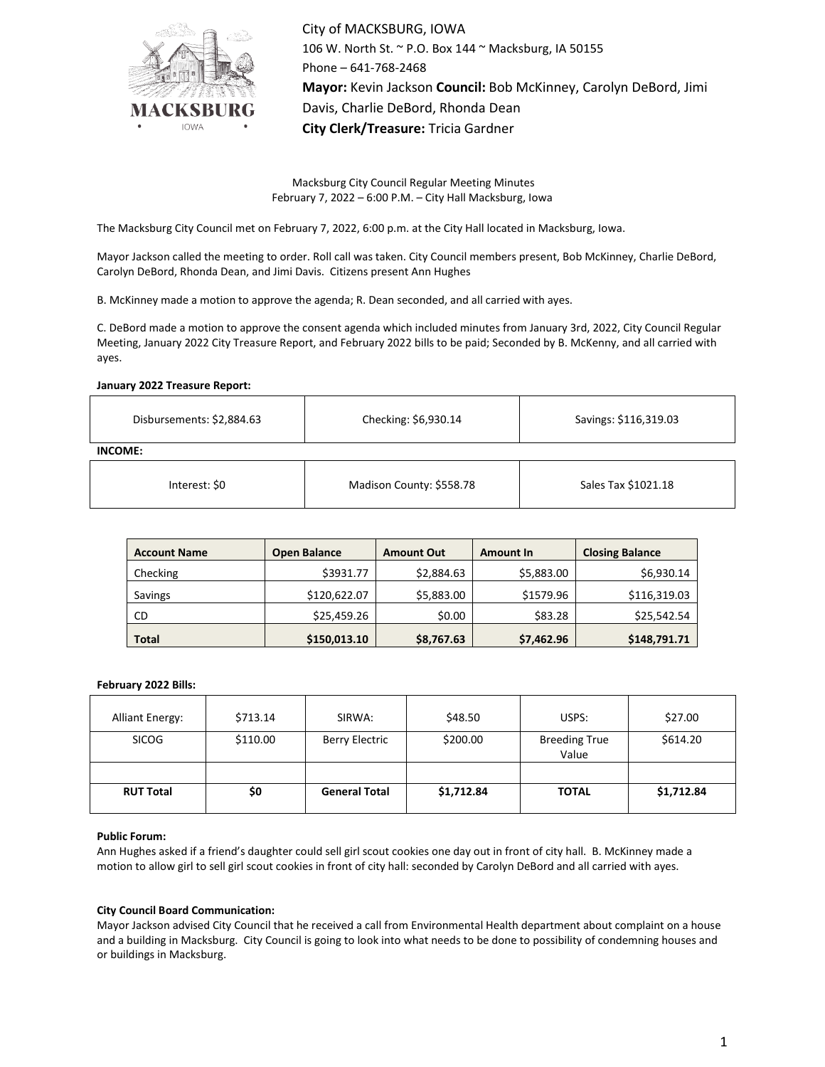City of MACKSBURG, IOWA
106 W. North St. ~ P.O. Box 144 ~ Macksburg, IA 50155
Phone – 641-768-2468
**Mayor:** Kevin Jackson **Council:** Bob McKinney, Carolyn DeBord, Jimi Davis, Charlie DeBord, Rhonda Dean
**City Clerk/Treasure:** Tricia Gardner

Macksburg City Council Regular Meeting Minutes
February 7, 2022 – 6:00 P.M. – City Hall Macksburg, Iowa

The Macksburg City Council met on February 7, 2022, 6:00 p.m. at the City Hall located in Macksburg, Iowa.

Mayor Jackson called the meeting to order. Roll call was taken. City Council members present, Bob McKinney, Charlie DeBord, Carolyn DeBord, Rhonda Dean, and Jimi Davis. Citizens present Ann Hughes

B. McKinney made a motion to approve the agenda; R. Dean seconded, and all carried with ayes.

C. DeBord made a motion to approve the consent agenda which included minutes from January 3rd, 2022, City Council Regular Meeting, January 2022 City Treasure Report, and February 2022 bills to be paid; Seconded by B. McKenny, and all carried with ayes.

**January 2022 Treasure Report:**

| Disbursements: $2,884.63 | Checking: $6,930.14 | Savings: $116,319.03 |
|---|---|---|

**INCOME:**

| Interest: $0 | Madison County: $558.78 | Sales Tax $1021.18 |
|---|---|---|

| Account Name | Open Balance | Amount Out | Amount In | Closing Balance |
|---|---|---|---|---|
| Checking | $3931.77 | $2,884.63 | $5,883.00 | $6,930.14 |
| Savings | $120,622.07 | $5,883.00 | $1579.96 | $116,319.03 |
| CD | $25,459.26 | $0.00 | $83.28 | $25,542.54 |
| **Total** | **$150,013.10** | **$8,767.63** | **$7,462.96** | **$148,791.71** |

**February 2022 Bills:**

| Alliant Energy: | $713.14 | SIRWA: | $48.50 | USPS: | $27.00 |
|---|---|---|---|---|---|
| SICOG | $110.00 | Berry Electric | $200.00 | Breeding True Value | $614.20 |
| | | | | | |
| **RUT Total** | **$0** | **General Total** | **$1,712.84** | **TOTAL** | **$1,712.84** |

**Public Forum:**
Ann Hughes asked if a friend's daughter could sell girl scout cookies one day out in front of city hall. B. McKinney made a motion to allow girl to sell girl scout cookies in front of city hall: seconded by Carolyn DeBord and all carried with ayes.

**City Council Board Communication:**
Mayor Jackson advised City Council that he received a call from Environmental Health department about complaint on a house and a building in Macksburg. City Council is going to look into what needs to be done to possibility of condemning houses and or buildings in Macksburg.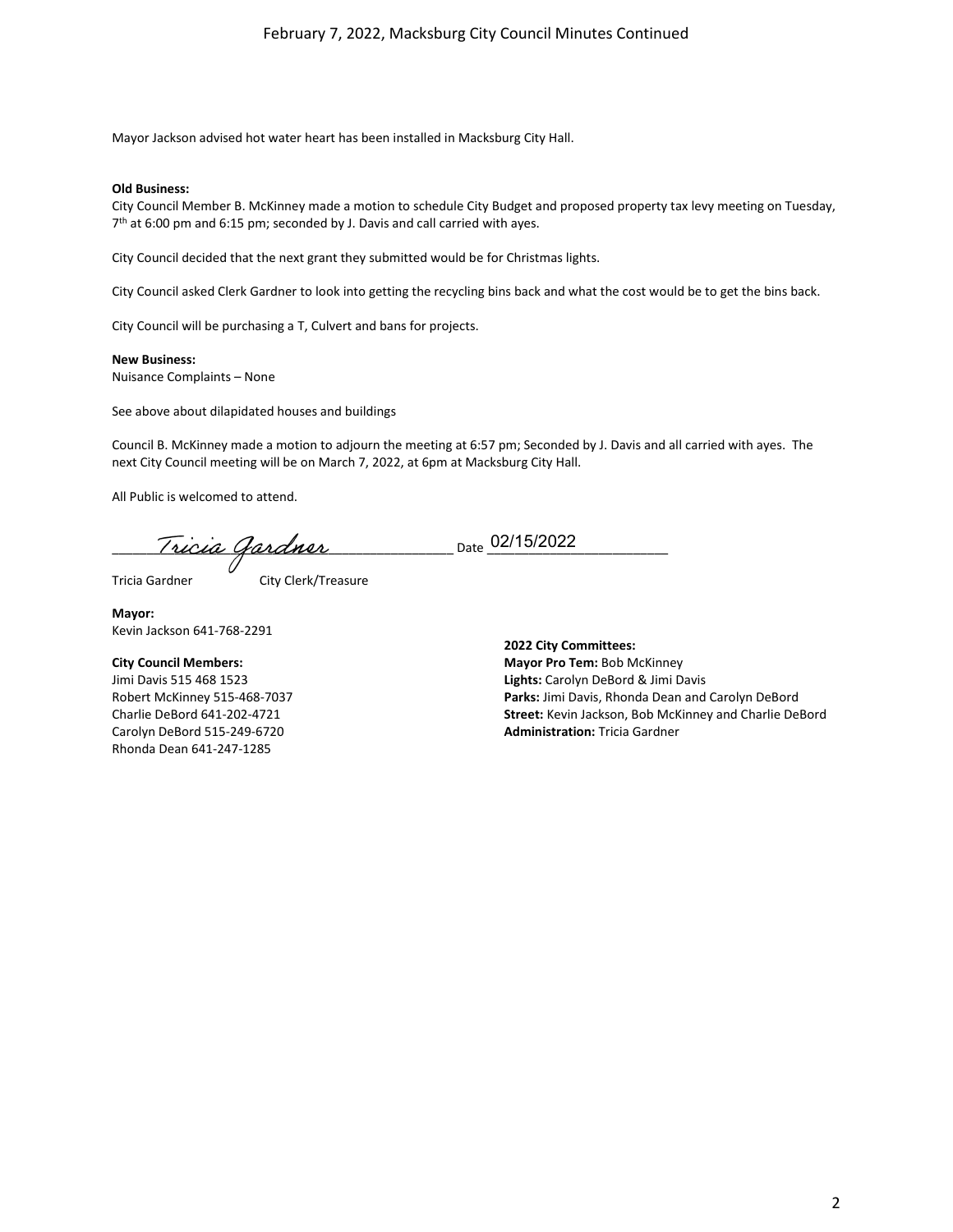Mayor Jackson advised hot water heart has been installed in Macksburg City Hall.

**Old Business:**
City Council Member B. McKinney made a motion to schedule City Budget and proposed property tax levy meeting on Tuesday, 7th at 6:00 pm and 6:15 pm; seconded by J. Davis and call carried with ayes.

City Council decided that the next grant they submitted would be for Christmas lights.

City Council asked Clerk Gardner to look into getting the recycling bins back and what the cost would be to get the bins back.

City Council will be purchasing a T, Culvert and bans for projects.

**New Business:**
Nuisance Complaints – None

See above about dilapidated houses and buildings

Council B. McKinney made a motion to adjourn the meeting at 6:57 pm; Seconded by J. Davis and all carried with ayes. The next City Council meeting will be on March 7, 2022, at 6pm at Macksburg City Hall.

All Public is welcomed to attend.

Tricia Gardner Date 02/15/2022

Tricia Gardner City Clerk/Treasure

**Mayor:**
Kevin Jackson 641-768-2291

**City Council Members:**
Jimi Davis 515 468 1523
Robert McKinney 515-468-7037
Charlie DeBord 641-202-4721
Carolyn DeBord 515-249-6720
Rhonda Dean 641-247-1285

**2022 City Committees:**
**Mayor Pro Tem:** Bob McKinney
**Lights:** Carolyn DeBord & Jimi Davis
**Parks:** Jimi Davis, Rhonda Dean and Carolyn DeBord
**Street:** Kevin Jackson, Bob McKinney and Charlie DeBord
**Administration:** Tricia Gardner